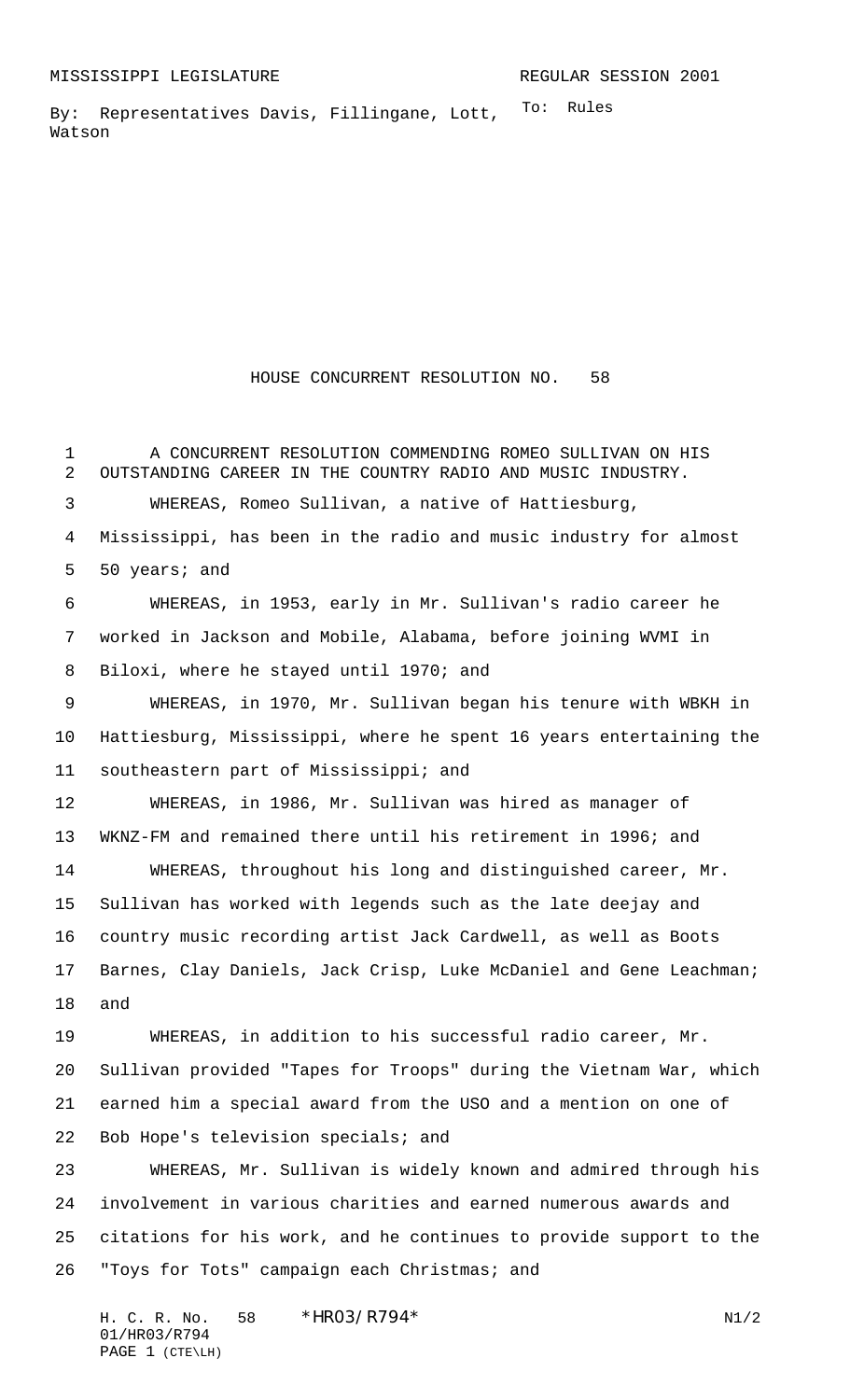MISSISSIPPI LEGISLATURE REGULAR SESSION 2001

By: Representatives Davis, Fillingane, Lott, Watson

To: Rules

# HOUSE CONCURRENT RESOLUTION NO. 58

A CONCURRENT RESOLUTION COMMENDING ROMEO SULLIVAN ON HIS OUTSTANDING CAREER IN THE COUNTRY RADIO AND MUSIC INDUSTRY.

WHEREAS, Romeo Sullivan, a native of Hattiesburg, Mississippi, has been in the radio and music industry for almost 50 years; and

WHEREAS, in 1953, early in Mr. Sullivan's radio career he worked in Jackson and Mobile, Alabama, before joining WVMI in Biloxi, where he stayed until 1970; and

WHEREAS, in 1970, Mr. Sullivan began his tenure with WBKH in Hattiesburg, Mississippi, where he spent 16 years entertaining the southeastern part of Mississippi; and

WHEREAS, in 1986, Mr. Sullivan was hired as manager of WKNZ-FM and remained there until his retirement in 1996; and

WHEREAS, throughout his long and distinguished career, Mr. Sullivan has worked with legends such as the late deejay and country music recording artist Jack Cardwell, as well as Boots Barnes, Clay Daniels, Jack Crisp, Luke McDaniel and Gene Leachman; and

WHEREAS, in addition to his successful radio career, Mr. Sullivan provided "Tapes for Troops" during the Vietnam War, which earned him a special award from the USO and a mention on one of Bob Hope's television specials; and

WHEREAS, Mr. Sullivan is widely known and admired through his involvement in various charities and earned numerous awards and citations for his work, and he continues to provide support to the "Toys for Tots" campaign each Christmas; and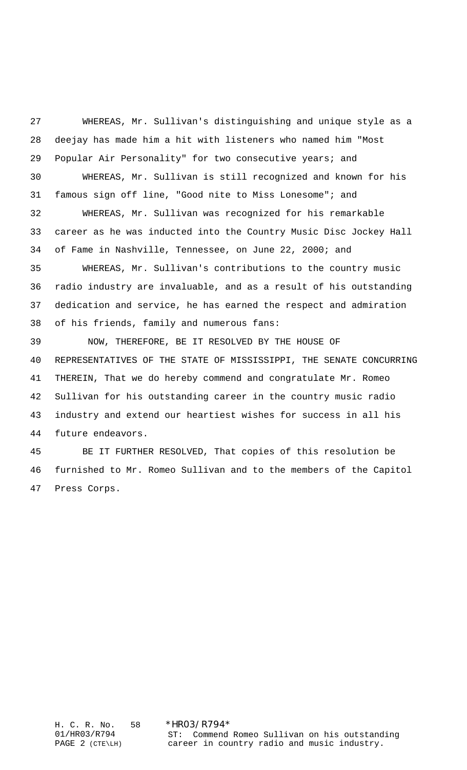WHEREAS, Mr. Sullivan's distinguishing and unique style as a deejay has made him a hit with listeners who named him "Most Popular Air Personality" for two consecutive years; and

WHEREAS, Mr. Sullivan is still recognized and known for his famous sign off line, "Good nite to Miss Lonesome"; and

WHEREAS, Mr. Sullivan was recognized for his remarkable career as he was inducted into the Country Music Disc Jockey Hall of Fame in Nashville, Tennessee, on June 22, 2000; and

WHEREAS, Mr. Sullivan's contributions to the country music radio industry are invaluable, and as a result of his outstanding dedication and service, he has earned the respect and admiration of his friends, family and numerous fans:

NOW, THEREFORE, BE IT RESOLVED BY THE HOUSE OF REPRESENTATIVES OF THE STATE OF MISSISSIPPI, THE SENATE CONCURRING THEREIN, That we do hereby commend and congratulate Mr. Romeo Sullivan for his outstanding career in the country music radio industry and extend our heartiest wishes for success in all his future endeavors.

BE IT FURTHER RESOLVED, That copies of this resolution be furnished to Mr. Romeo Sullivan and to the members of the Capitol Press Corps.

H. C. R. No. 58 *HR03/R794*
01/HR03/R794
ST: Commend Romeo Sullivan on his outstanding career in country radio and music industry.